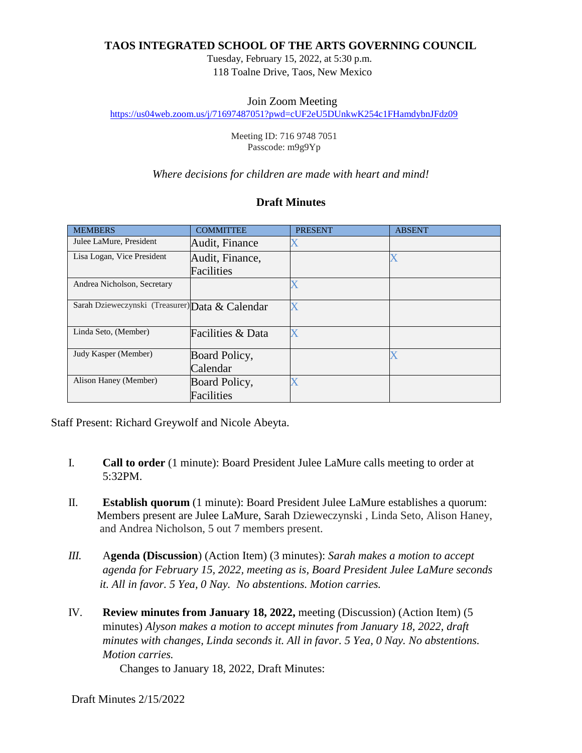# TAOS INTEGRATED SCHOOL OF THE ARTS GOVERNING COUNCIL

Tuesday, February 15, 2022, at 5:30 p.m.
118 Toalne Drive, Taos, New Mexico

Join Zoom Meeting
https://us04web.zoom.us/j/71697487051?pwd=cUF2eU5DUnkwK254c1FHamdybnJFdz09

Meeting ID: 716 9748 7051
Passcode: m9g9Yp

*Where decisions for children are made with heart and mind!*

## Draft Minutes

| MEMBERS | COMMITTEE | PRESENT | ABSENT |
|---|---|---|---|
| Julee LaMure, President | Audit, Finance | X | |
| Lisa Logan, Vice President | Audit, Finance, Facilities | | X |
| Andrea Nicholson, Secretary | | X | |
| Sarah Dzieweczynski (Treasurer) | Data & Calendar | X | |
| Linda Seto, (Member) | Facilities & Data | X | |
| Judy Kasper (Member) | Board Policy, Calendar | | X |
| Alison Haney (Member) | Board Policy, Facilities | X | |

Staff Present: Richard Greywolf and Nicole Abeyta.

I. **Call to order** (1 minute): Board President Julee LaMure calls meeting to order at 5:32PM.

II. **Establish quorum** (1 minute): Board President Julee LaMure establishes a quorum: Members present are Julee LaMure, Sarah Dzieweczynski , Linda Seto, Alison Haney, and Andrea Nicholson, 5 out 7 members present.

*III.* A**genda (Discussion**) (Action Item) (3 minutes): *Sarah makes a motion to accept agenda for February 15, 2022, meeting as is, Board President Julee LaMure seconds it. All in favor. 5 Yea, 0 Nay. No abstentions. Motion carries.*

IV. **Review minutes from January 18, 2022,** meeting (Discussion) (Action Item) (5 minutes) *Alyson makes a motion to accept minutes from January 18, 2022, draft minutes with changes, Linda seconds it. All in favor. 5 Yea, 0 Nay. No abstentions. Motion carries.*

Changes to January 18, 2022, Draft Minutes: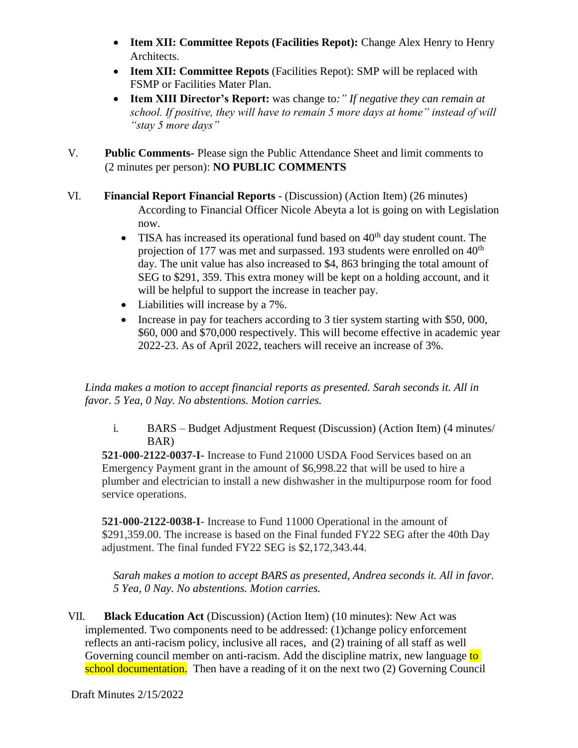- **Item XII: Committee Repots (Facilities Repot):** Change Alex Henry to Henry Architects.
- **Item XII: Committee Repots** (Facilities Repot): SMP will be replaced with FSMP or Facilities Mater Plan.
- **Item XIII Director's Report:** was change to*:" If negative they can remain at school. If positive, they will have to remain 5 more days at home" instead of will "stay 5 more days"*

V. **Public Comments-** Please sign the Public Attendance Sheet and limit comments to (2 minutes per person): **NO PUBLIC COMMENTS**

VI. **Financial Report Financial Reports** - (Discussion) (Action Item) (26 minutes)

According to Financial Officer Nicole Abeyta a lot is going on with Legislation now.

- TISA has increased its operational fund based on 40th day student count. The projection of 177 was met and surpassed. 193 students were enrolled on 40th day. The unit value has also increased to $4, 863 bringing the total amount of SEG to $291, 359. This extra money will be kept on a holding account, and it will be helpful to support the increase in teacher pay.
- Liabilities will increase by a 7%.
- Increase in pay for teachers according to 3 tier system starting with $50, 000, $60, 000 and $70,000 respectively. This will become effective in academic year 2022-23. As of April 2022, teachers will receive an increase of 3%.

*Linda makes a motion to accept financial reports as presented. Sarah seconds it. All in favor. 5 Yea, 0 Nay. No abstentions. Motion carries.*

i. BARS – Budget Adjustment Request (Discussion) (Action Item) (4 minutes/ BAR)

**521-000-2122-0037-I**- Increase to Fund 21000 USDA Food Services based on an Emergency Payment grant in the amount of $6,998.22 that will be used to hire a plumber and electrician to install a new dishwasher in the multipurpose room for food service operations.

**521-000-2122-0038-I**- Increase to Fund 11000 Operational in the amount of $291,359.00. The increase is based on the Final funded FY22 SEG after the 40th Day adjustment. The final funded FY22 SEG is $2,172,343.44.

*Sarah makes a motion to accept BARS as presented, Andrea seconds it. All in favor. 5 Yea, 0 Nay. No abstentions. Motion carries.*

VII. **Black Education Act** (Discussion) (Action Item) (10 minutes): New Act was implemented. Two components need to be addressed: (1)change policy enforcement reflects an anti-racism policy, inclusive all races, and (2) training of all staff as well Governing council member on anti-racism. Add the discipline matrix, new language to school documentation. Then have a reading of it on the next two (2) Governing Council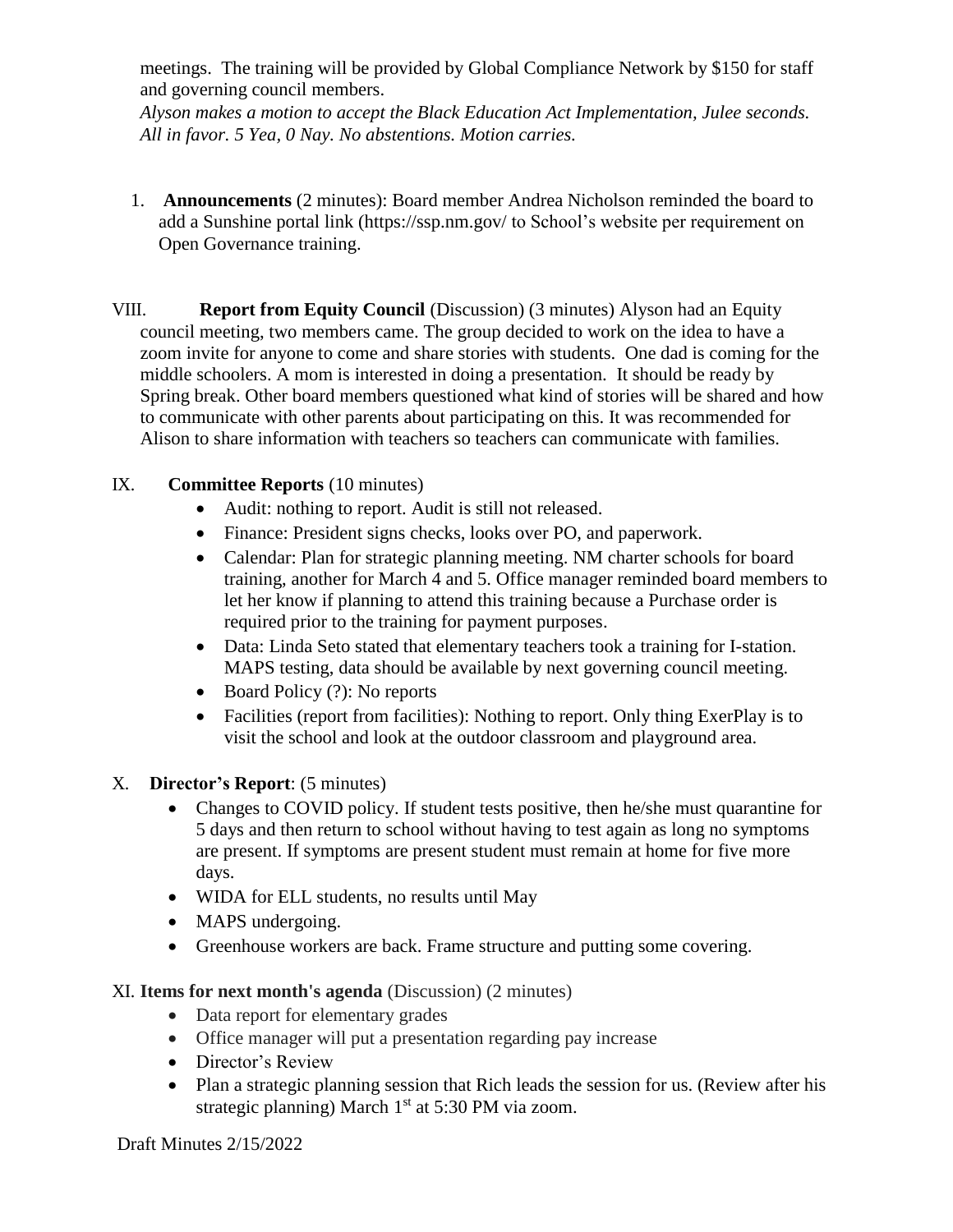meetings. The training will be provided by Global Compliance Network by $150 for staff and governing council members.

*Alyson makes a motion to accept the Black Education Act Implementation, Julee seconds. All in favor. 5 Yea, 0 Nay. No abstentions. Motion carries.*

1. **Announcements** (2 minutes): Board member Andrea Nicholson reminded the board to add a Sunshine portal link (https://ssp.nm.gov/ to School's website per requirement on Open Governance training.

VIII. **Report from Equity Council** (Discussion) (3 minutes) Alyson had an Equity council meeting, two members came. The group decided to work on the idea to have a zoom invite for anyone to come and share stories with students. One dad is coming for the middle schoolers. A mom is interested in doing a presentation. It should be ready by Spring break. Other board members questioned what kind of stories will be shared and how to communicate with other parents about participating on this. It was recommended for Alison to share information with teachers so teachers can communicate with families.

IX. **Committee Reports** (10 minutes)

- Audit: nothing to report. Audit is still not released.
- Finance: President signs checks, looks over PO, and paperwork.
- Calendar: Plan for strategic planning meeting. NM charter schools for board training, another for March 4 and 5. Office manager reminded board members to let her know if planning to attend this training because a Purchase order is required prior to the training for payment purposes.
- Data: Linda Seto stated that elementary teachers took a training for I-station. MAPS testing, data should be available by next governing council meeting.
- Board Policy (?): No reports
- Facilities (report from facilities): Nothing to report. Only thing ExerPlay is to visit the school and look at the outdoor classroom and playground area.

X. **Director's Report**: (5 minutes)

- Changes to COVID policy. If student tests positive, then he/she must quarantine for 5 days and then return to school without having to test again as long no symptoms are present. If symptoms are present student must remain at home for five more days.
- WIDA for ELL students, no results until May
- MAPS undergoing.
- Greenhouse workers are back. Frame structure and putting some covering.

XI. **Items for next month's agenda** (Discussion) (2 minutes)

- Data report for elementary grades
- Office manager will put a presentation regarding pay increase
- Director's Review
- Plan a strategic planning session that Rich leads the session for us. (Review after his strategic planning) March 1st at 5:30 PM via zoom.

Draft Minutes 2/15/2022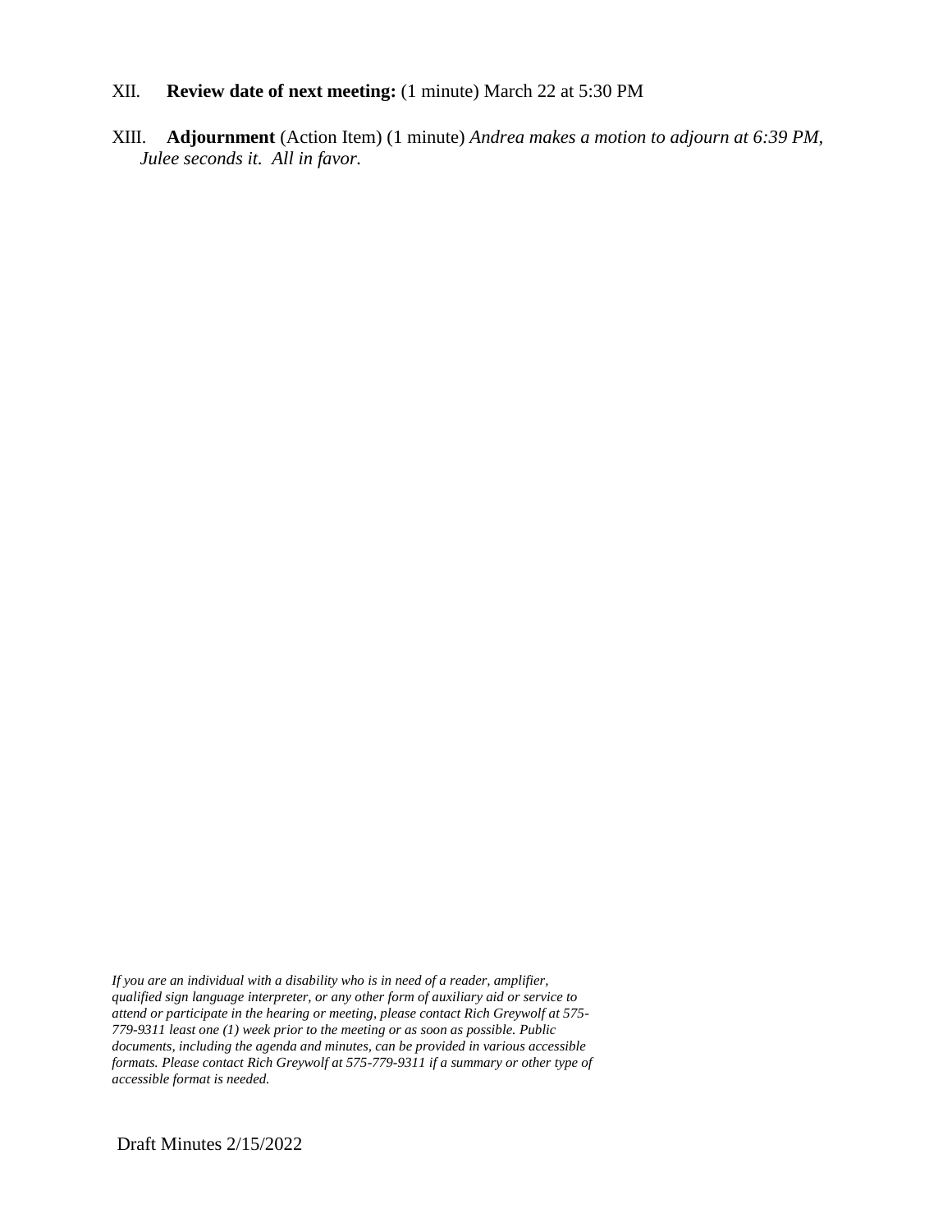XII. **Review date of next meeting:** (1 minute) March 22 at 5:30 PM

XIII. **Adjournment** (Action Item) (1 minute) *Andrea makes a motion to adjourn at 6:39 PM, Julee seconds it. All in favor.*

*If you are an individual with a disability who is in need of a reader, amplifier, qualified sign language interpreter, or any other form of auxiliary aid or service to attend or participate in the hearing or meeting, please contact Rich Greywolf at 575-779-9311 least one (1) week prior to the meeting or as soon as possible. Public documents, including the agenda and minutes, can be provided in various accessible formats. Please contact Rich Greywolf at 575-779-9311 if a summary or other type of accessible format is needed.*